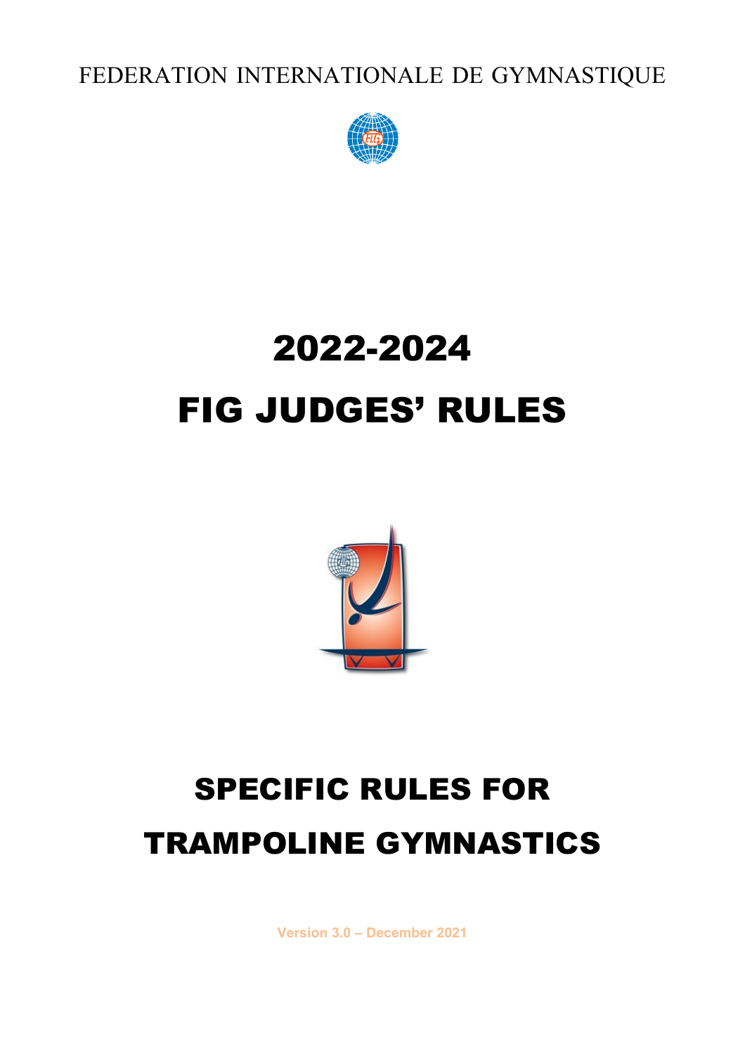FEDERATION INTERNATIONALE DE GYMNASTIQUE

# 2022-2024

# FIG JUDGES' RULES

# SPECIFIC RULES FOR TRAMPOLINE GYMNASTICS

Version 3.0 – December 2021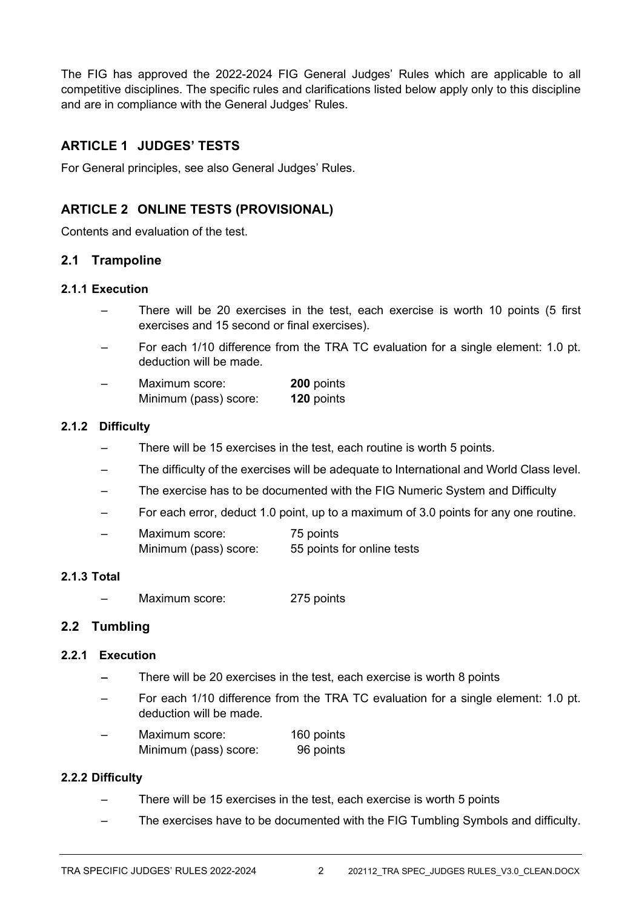The FIG has approved the 2022-2024 FIG General Judges' Rules which are applicable to all competitive disciplines. The specific rules and clarifications listed below apply only to this discipline and are in compliance with the General Judges' Rules.

## ARTICLE 1 JUDGES' TESTS

For General principles, see also General Judges' Rules.

## ARTICLE 2 ONLINE TESTS (PROVISIONAL)

Contents and evaluation of the test.

### 2.1 Trampoline

#### 2.1.1 Execution

- There will be 20 exercises in the test, each exercise is worth 10 points (5 first exercises and 15 second or final exercises).
- For each 1/10 difference from the TRA TC evaluation for a single element: 1.0 pt. deduction will be made.
- Maximum score: **200** points
  Minimum (pass) score: **120** points

#### 2.1.2 Difficulty

- There will be 15 exercises in the test, each routine is worth 5 points.
- The difficulty of the exercises will be adequate to International and World Class level.
- The exercise has to be documented with the FIG Numeric System and Difficulty
- For each error, deduct 1.0 point, up to a maximum of 3.0 points for any one routine.
- Maximum score: 75 points
  Minimum (pass) score: 55 points for online tests

#### 2.1.3 Total

- Maximum score: 275 points

### 2.2 Tumbling

#### 2.2.1 Execution

- There will be 20 exercises in the test, each exercise is worth 8 points
- For each 1/10 difference from the TRA TC evaluation for a single element: 1.0 pt. deduction will be made.
- Maximum score: 160 points
  Minimum (pass) score: 96 points

#### 2.2.2 Difficulty

- There will be 15 exercises in the test, each exercise is worth 5 points
- The exercises have to be documented with the FIG Tumbling Symbols and difficulty.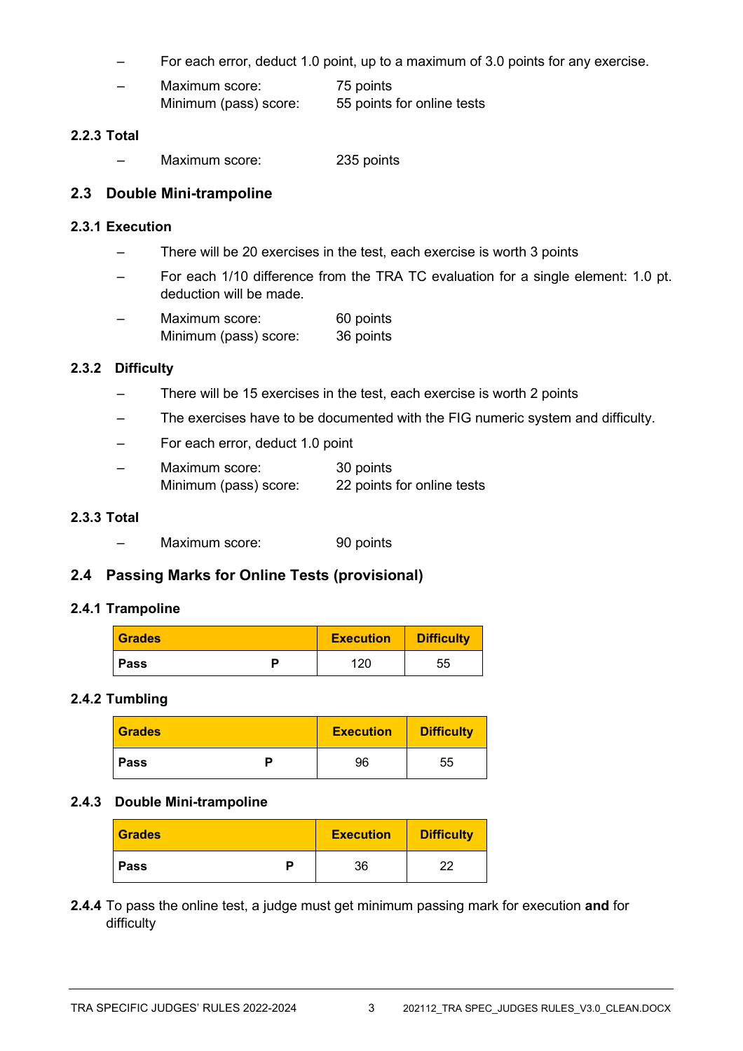- For each error, deduct 1.0 point, up to a maximum of 3.0 points for any exercise.
- Maximum score: 75 points
  Minimum (pass) score: 55 points for online tests

#### 2.2.3 Total

- Maximum score: 235 points

### 2.3 Double Mini-trampoline

#### 2.3.1 Execution

- There will be 20 exercises in the test, each exercise is worth 3 points
- For each 1/10 difference from the TRA TC evaluation for a single element: 1.0 pt. deduction will be made.
- Maximum score: 60 points
  Minimum (pass) score: 36 points

#### 2.3.2 Difficulty

- There will be 15 exercises in the test, each exercise is worth 2 points
- The exercises have to be documented with the FIG numeric system and difficulty.
- For each error, deduct 1.0 point
- Maximum score: 30 points
  Minimum (pass) score: 22 points for online tests

#### 2.3.3 Total

- Maximum score: 90 points

### 2.4 Passing Marks for Online Tests (provisional)

#### 2.4.1 Trampoline

| Grades | | Execution | Difficulty |
|---|---|---|---|
| **Pass** | **P** | 120 | 55 |

#### 2.4.2 Tumbling

| Grades | | Execution | Difficulty |
|---|---|---|---|
| **Pass** | **P** | 96 | 55 |

#### 2.4.3 Double Mini-trampoline

| Grades | | Execution | Difficulty |
|---|---|---|---|
| **Pass** | **P** | 36 | 22 |

**2.4.4** To pass the online test, a judge must get minimum passing mark for execution **and** for difficulty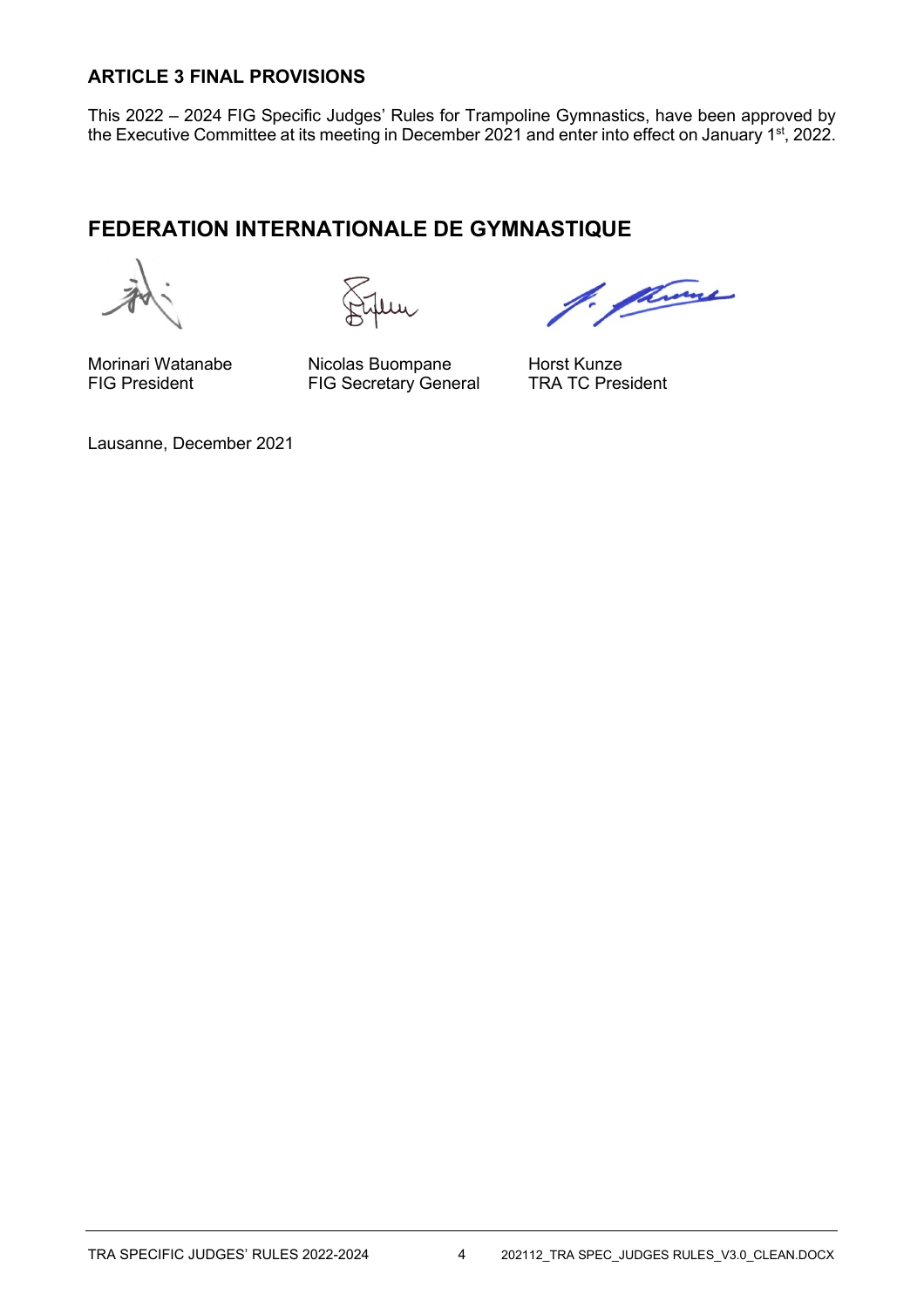### ARTICLE 3 FINAL PROVISIONS

This 2022 – 2024 FIG Specific Judges' Rules for Trampoline Gymnastics, have been approved by the Executive Committee at its meeting in December 2021 and enter into effect on January 1st, 2022.

## FEDERATION INTERNATIONALE DE GYMNASTIQUE

| | | |
|---|---|---|
| Morinari Watanabe<br>FIG President | Nicolas Buompane<br>FIG Secretary General | Horst Kunze<br>TRA TC President |

Lausanne, December 2021